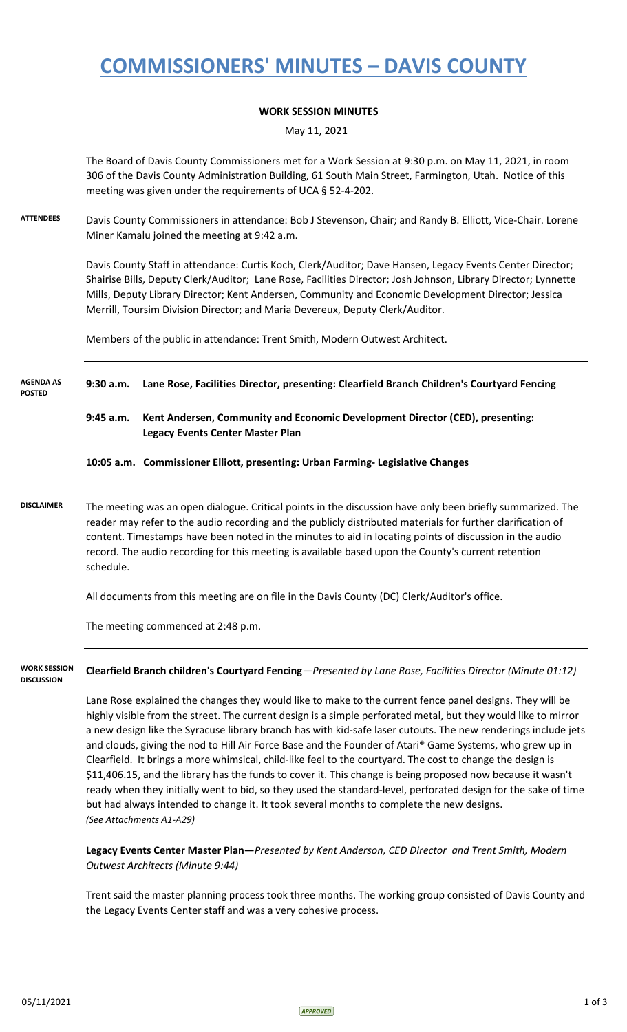# COMMISSIONERS' MINUTES – DAVIS COUNTY

**WORK SESSION MINUTES**

May 11, 2021

The Board of Davis County Commissioners met for a Work Session at 9:30 p.m. on May 11, 2021, in room 306 of the Davis County Administration Building, 61 South Main Street, Farmington, Utah. Notice of this meeting was given under the requirements of UCA § 52-4-202.

**ATTENDEES**

Davis County Commissioners in attendance: Bob J Stevenson, Chair; and Randy B. Elliott, Vice-Chair. Lorene Miner Kamalu joined the meeting at 9:42 a.m.

Davis County Staff in attendance: Curtis Koch, Clerk/Auditor; Dave Hansen, Legacy Events Center Director; Shairise Bills, Deputy Clerk/Auditor; Lane Rose, Facilities Director; Josh Johnson, Library Director; Lynnette Mills, Deputy Library Director; Kent Andersen, Community and Economic Development Director; Jessica Merrill, Toursim Division Director; and Maria Devereux, Deputy Clerk/Auditor.

Members of the public in attendance: Trent Smith, Modern Outwest Architect.

**AGENDA AS POSTED**

**9:30 a.m. Lane Rose, Facilities Director, presenting: Clearfield Branch Children's Courtyard Fencing**

**9:45 a.m. Kent Andersen, Community and Economic Development Director (CED), presenting: Legacy Events Center Master Plan**

**10:05 a.m. Commissioner Elliott, presenting: Urban Farming- Legislative Changes**

**DISCLAIMER**

The meeting was an open dialogue. Critical points in the discussion have only been briefly summarized. The reader may refer to the audio recording and the publicly distributed materials for further clarification of content. Timestamps have been noted in the minutes to aid in locating points of discussion in the audio record. The audio recording for this meeting is available based upon the County's current retention schedule.

All documents from this meeting are on file in the Davis County (DC) Clerk/Auditor's office.

The meeting commenced at 2:48 p.m.

**WORK SESSION DISCUSSION**

**Clearfield Branch children's Courtyard Fencing**—*Presented by Lane Rose, Facilities Director (Minute 01:12)*

Lane Rose explained the changes they would like to make to the current fence panel designs. They will be highly visible from the street. The current design is a simple perforated metal, but they would like to mirror a new design like the Syracuse library branch has with kid-safe laser cutouts. The new renderings include jets and clouds, giving the nod to Hill Air Force Base and the Founder of Atari® Game Systems, who grew up in Clearfield. It brings a more whimsical, child-like feel to the courtyard. The cost to change the design is $11,406.15, and the library has the funds to cover it. This change is being proposed now because it wasn't ready when they initially went to bid, so they used the standard-level, perforated design for the sake of time but had always intended to change it. It took several months to complete the new designs.
*(See Attachments A1-A29)*

**Legacy Events Center Master Plan—***Presented by Kent Anderson, CED Director and Trent Smith, Modern Outwest Architects (Minute 9:44)*

Trent said the master planning process took three months. The working group consisted of Davis County and the Legacy Events Center staff and was a very cohesive process.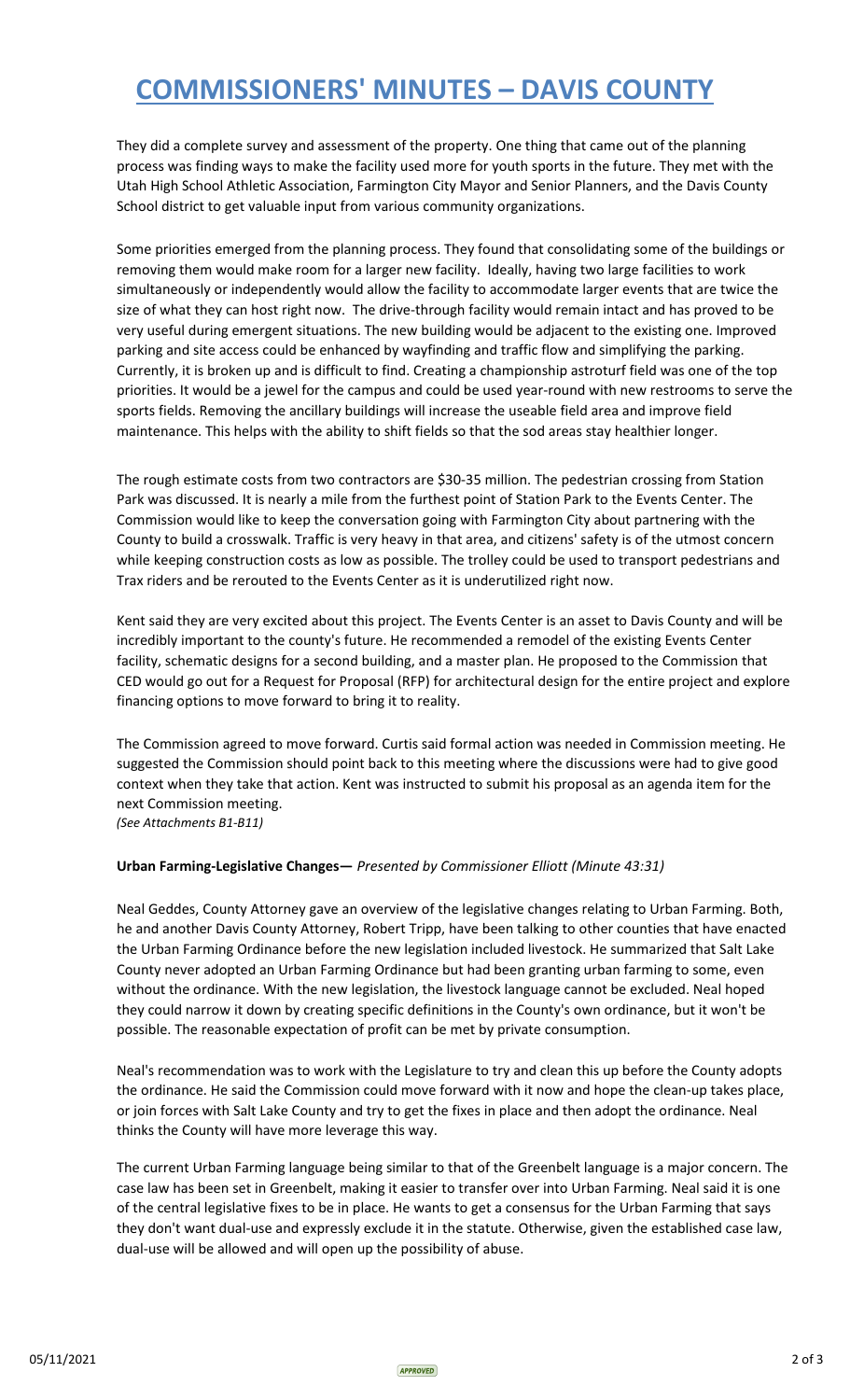# COMMISSIONERS' MINUTES – DAVIS COUNTY

They did a complete survey and assessment of the property. One thing that came out of the planning process was finding ways to make the facility used more for youth sports in the future. They met with the Utah High School Athletic Association, Farmington City Mayor and Senior Planners, and the Davis County School district to get valuable input from various community organizations.

Some priorities emerged from the planning process. They found that consolidating some of the buildings or removing them would make room for a larger new facility. Ideally, having two large facilities to work simultaneously or independently would allow the facility to accommodate larger events that are twice the size of what they can host right now. The drive-through facility would remain intact and has proved to be very useful during emergent situations. The new building would be adjacent to the existing one. Improved parking and site access could be enhanced by wayfinding and traffic flow and simplifying the parking. Currently, it is broken up and is difficult to find. Creating a championship astroturf field was one of the top priorities. It would be a jewel for the campus and could be used year-round with new restrooms to serve the sports fields. Removing the ancillary buildings will increase the useable field area and improve field maintenance. This helps with the ability to shift fields so that the sod areas stay healthier longer.

The rough estimate costs from two contractors are $30-35 million. The pedestrian crossing from Station Park was discussed. It is nearly a mile from the furthest point of Station Park to the Events Center. The Commission would like to keep the conversation going with Farmington City about partnering with the County to build a crosswalk. Traffic is very heavy in that area, and citizens' safety is of the utmost concern while keeping construction costs as low as possible. The trolley could be used to transport pedestrians and Trax riders and be rerouted to the Events Center as it is underutilized right now.

Kent said they are very excited about this project. The Events Center is an asset to Davis County and will be incredibly important to the county's future. He recommended a remodel of the existing Events Center facility, schematic designs for a second building, and a master plan. He proposed to the Commission that CED would go out for a Request for Proposal (RFP) for architectural design for the entire project and explore financing options to move forward to bring it to reality.

The Commission agreed to move forward. Curtis said formal action was needed in Commission meeting. He suggested the Commission should point back to this meeting where the discussions were had to give good context when they take that action. Kent was instructed to submit his proposal as an agenda item for the next Commission meeting.
*(See Attachments B1-B11)*

**Urban Farming-Legislative Changes—** *Presented by Commissioner Elliott (Minute 43:31)*

Neal Geddes, County Attorney gave an overview of the legislative changes relating to Urban Farming. Both, he and another Davis County Attorney, Robert Tripp, have been talking to other counties that have enacted the Urban Farming Ordinance before the new legislation included livestock. He summarized that Salt Lake County never adopted an Urban Farming Ordinance but had been granting urban farming to some, even without the ordinance. With the new legislation, the livestock language cannot be excluded. Neal hoped they could narrow it down by creating specific definitions in the County's own ordinance, but it won't be possible. The reasonable expectation of profit can be met by private consumption.

Neal's recommendation was to work with the Legislature to try and clean this up before the County adopts the ordinance. He said the Commission could move forward with it now and hope the clean-up takes place, or join forces with Salt Lake County and try to get the fixes in place and then adopt the ordinance. Neal thinks the County will have more leverage this way.

The current Urban Farming language being similar to that of the Greenbelt language is a major concern. The case law has been set in Greenbelt, making it easier to transfer over into Urban Farming. Neal said it is one of the central legislative fixes to be in place. He wants to get a consensus for the Urban Farming that says they don't want dual-use and expressly exclude it in the statute. Otherwise, given the established case law, dual-use will be allowed and will open up the possibility of abuse.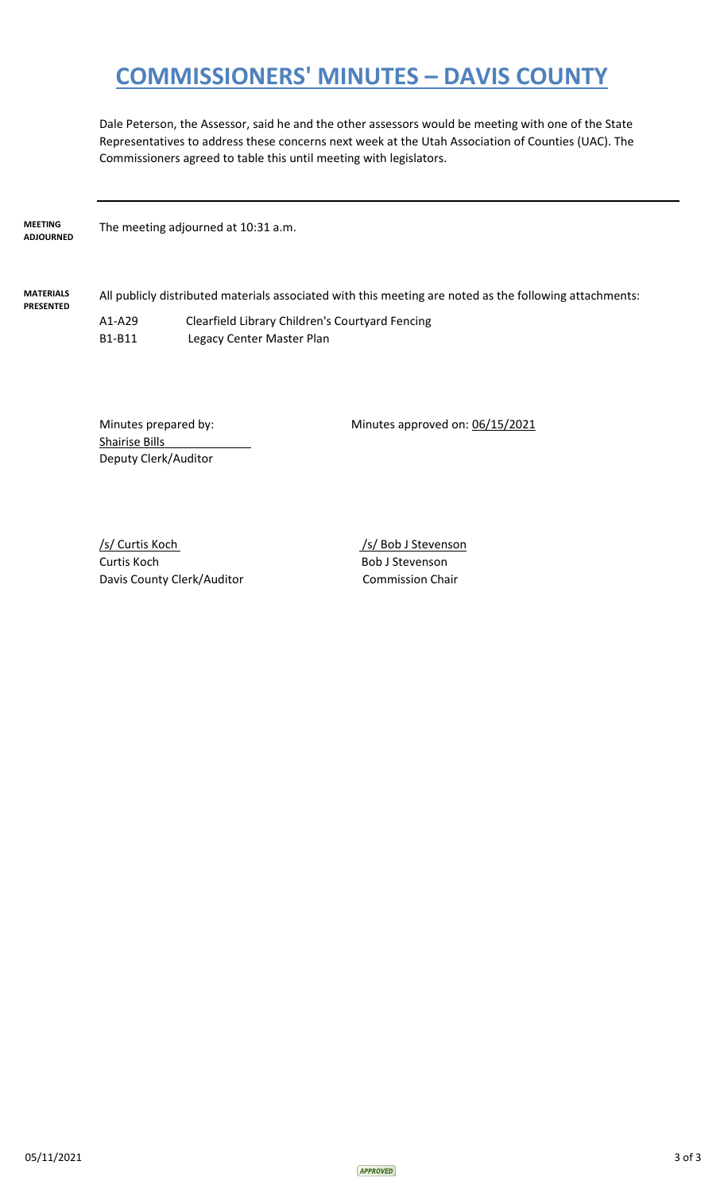# COMMISSIONERS' MINUTES – DAVIS COUNTY

Dale Peterson, the Assessor, said he and the other assessors would be meeting with one of the State Representatives to address these concerns next week at the Utah Association of Counties (UAC). The Commissioners agreed to table this until meeting with legislators.

---

**MEETING ADJOURNED**

The meeting adjourned at 10:31 a.m.

**MATERIALS PRESENTED**

All publicly distributed materials associated with this meeting are noted as the following attachments:

| | |
|---|---|
| A1-A29 | Clearfield Library Children's Courtyard Fencing |
| B1-B11 | Legacy Center Master Plan |

Minutes prepared by:
Shairise Bills
Deputy Clerk/Auditor

Minutes approved on: 06/15/2021

/s/ Curtis Koch
Curtis Koch
Davis County Clerk/Auditor

/s/ Bob J Stevenson
Bob J Stevenson
Commission Chair

05/11/2021

APPROVED